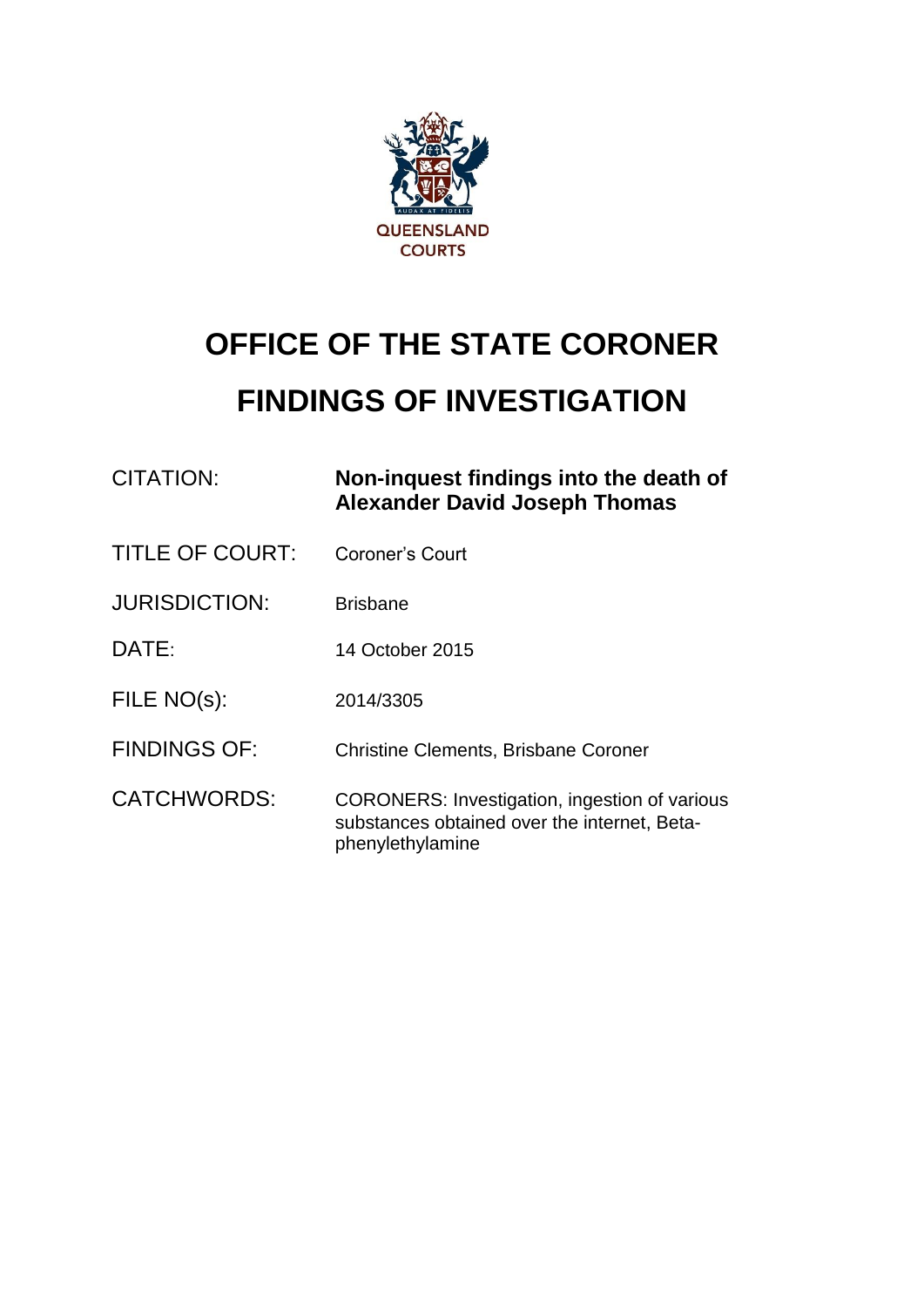QUEENSLAND COURTS

# OFFICE OF THE STATE CORONER

# FINDINGS OF INVESTIGATION

| | |
|---|---|
| CITATION: | **Non-inquest findings into the death of Alexander David Joseph Thomas** |
| TITLE OF COURT: | Coroner's Court |
| JURISDICTION: | Brisbane |
| DATE: | 14 October 2015 |
| FILE NO(s): | 2014/3305 |
| FINDINGS OF: | Christine Clements, Brisbane Coroner |
| CATCHWORDS: | CORONERS: Investigation, ingestion of various substances obtained over the internet, Beta-phenylethylamine |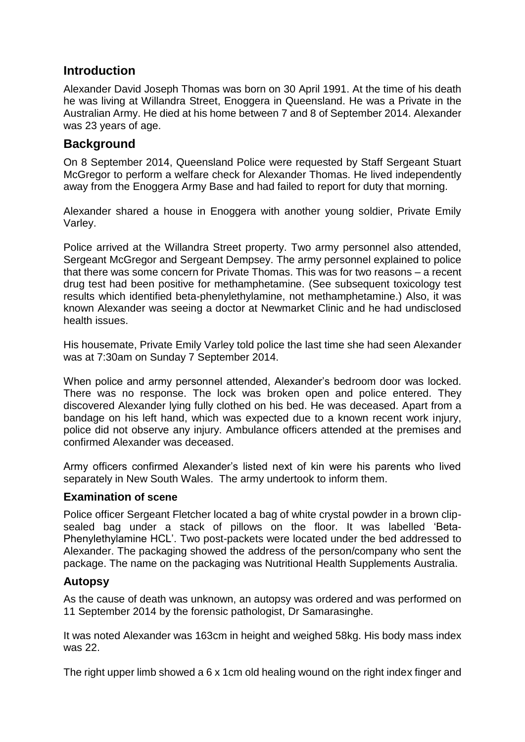## Introduction

Alexander David Joseph Thomas was born on 30 April 1991. At the time of his death he was living at Willandra Street, Enoggera in Queensland. He was a Private in the Australian Army. He died at his home between 7 and 8 of September 2014. Alexander was 23 years of age.

## Background

On 8 September 2014, Queensland Police were requested by Staff Sergeant Stuart McGregor to perform a welfare check for Alexander Thomas. He lived independently away from the Enoggera Army Base and had failed to report for duty that morning.

Alexander shared a house in Enoggera with another young soldier, Private Emily Varley.

Police arrived at the Willandra Street property. Two army personnel also attended, Sergeant McGregor and Sergeant Dempsey. The army personnel explained to police that there was some concern for Private Thomas. This was for two reasons – a recent drug test had been positive for methamphetamine. (See subsequent toxicology test results which identified beta-phenylethylamine, not methamphetamine.) Also, it was known Alexander was seeing a doctor at Newmarket Clinic and he had undisclosed health issues.

His housemate, Private Emily Varley told police the last time she had seen Alexander was at 7:30am on Sunday 7 September 2014.

When police and army personnel attended, Alexander's bedroom door was locked. There was no response. The lock was broken open and police entered. They discovered Alexander lying fully clothed on his bed. He was deceased. Apart from a bandage on his left hand, which was expected due to a known recent work injury, police did not observe any injury. Ambulance officers attended at the premises and confirmed Alexander was deceased.

Army officers confirmed Alexander's listed next of kin were his parents who lived separately in New South Wales. The army undertook to inform them.

### Examination of scene

Police officer Sergeant Fletcher located a bag of white crystal powder in a brown clip-sealed bag under a stack of pillows on the floor. It was labelled 'Beta-Phenylethylamine HCL'. Two post-packets were located under the bed addressed to Alexander. The packaging showed the address of the person/company who sent the package. The name on the packaging was Nutritional Health Supplements Australia.

### Autopsy

As the cause of death was unknown, an autopsy was ordered and was performed on 11 September 2014 by the forensic pathologist, Dr Samarasinghe.

It was noted Alexander was 163cm in height and weighed 58kg. His body mass index was 22.

The right upper limb showed a 6 x 1cm old healing wound on the right index finger and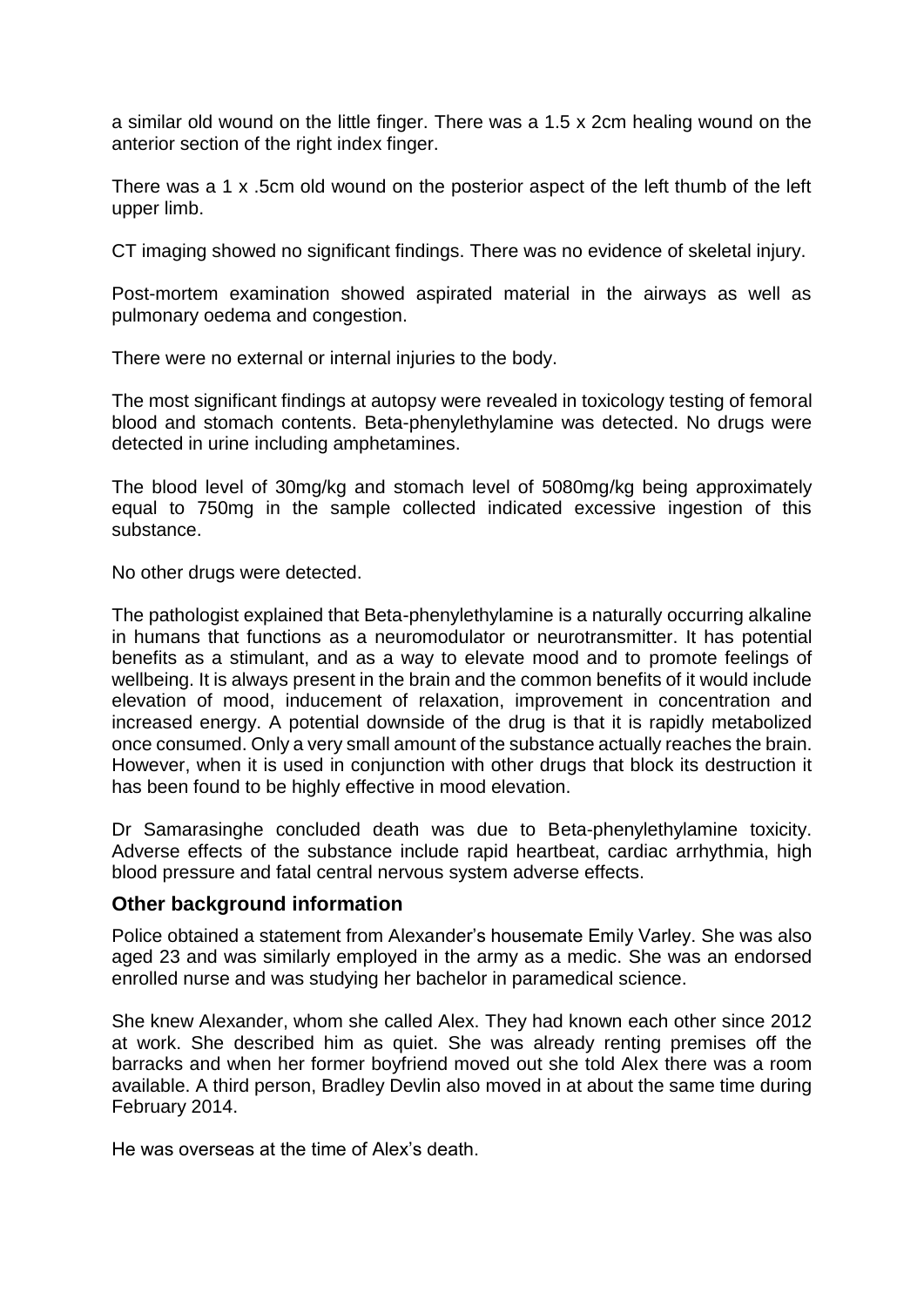a similar old wound on the little finger. There was a 1.5 x 2cm healing wound on the anterior section of the right index finger.

There was a 1 x .5cm old wound on the posterior aspect of the left thumb of the left upper limb.

CT imaging showed no significant findings. There was no evidence of skeletal injury.

Post-mortem examination showed aspirated material in the airways as well as pulmonary oedema and congestion.

There were no external or internal injuries to the body.

The most significant findings at autopsy were revealed in toxicology testing of femoral blood and stomach contents. Beta-phenylethylamine was detected. No drugs were detected in urine including amphetamines.

The blood level of 30mg/kg and stomach level of 5080mg/kg being approximately equal to 750mg in the sample collected indicated excessive ingestion of this substance.

No other drugs were detected.

The pathologist explained that Beta-phenylethylamine is a naturally occurring alkaline in humans that functions as a neuromodulator or neurotransmitter. It has potential benefits as a stimulant, and as a way to elevate mood and to promote feelings of wellbeing. It is always present in the brain and the common benefits of it would include elevation of mood, inducement of relaxation, improvement in concentration and increased energy. A potential downside of the drug is that it is rapidly metabolized once consumed. Only a very small amount of the substance actually reaches the brain. However, when it is used in conjunction with other drugs that block its destruction it has been found to be highly effective in mood elevation.

Dr Samarasinghe concluded death was due to Beta-phenylethylamine toxicity. Adverse effects of the substance include rapid heartbeat, cardiac arrhythmia, high blood pressure and fatal central nervous system adverse effects.

## Other background information

Police obtained a statement from Alexander's housemate Emily Varley. She was also aged 23 and was similarly employed in the army as a medic. She was an endorsed enrolled nurse and was studying her bachelor in paramedical science.

She knew Alexander, whom she called Alex. They had known each other since 2012 at work. She described him as quiet. She was already renting premises off the barracks and when her former boyfriend moved out she told Alex there was a room available. A third person, Bradley Devlin also moved in at about the same time during February 2014.

He was overseas at the time of Alex's death.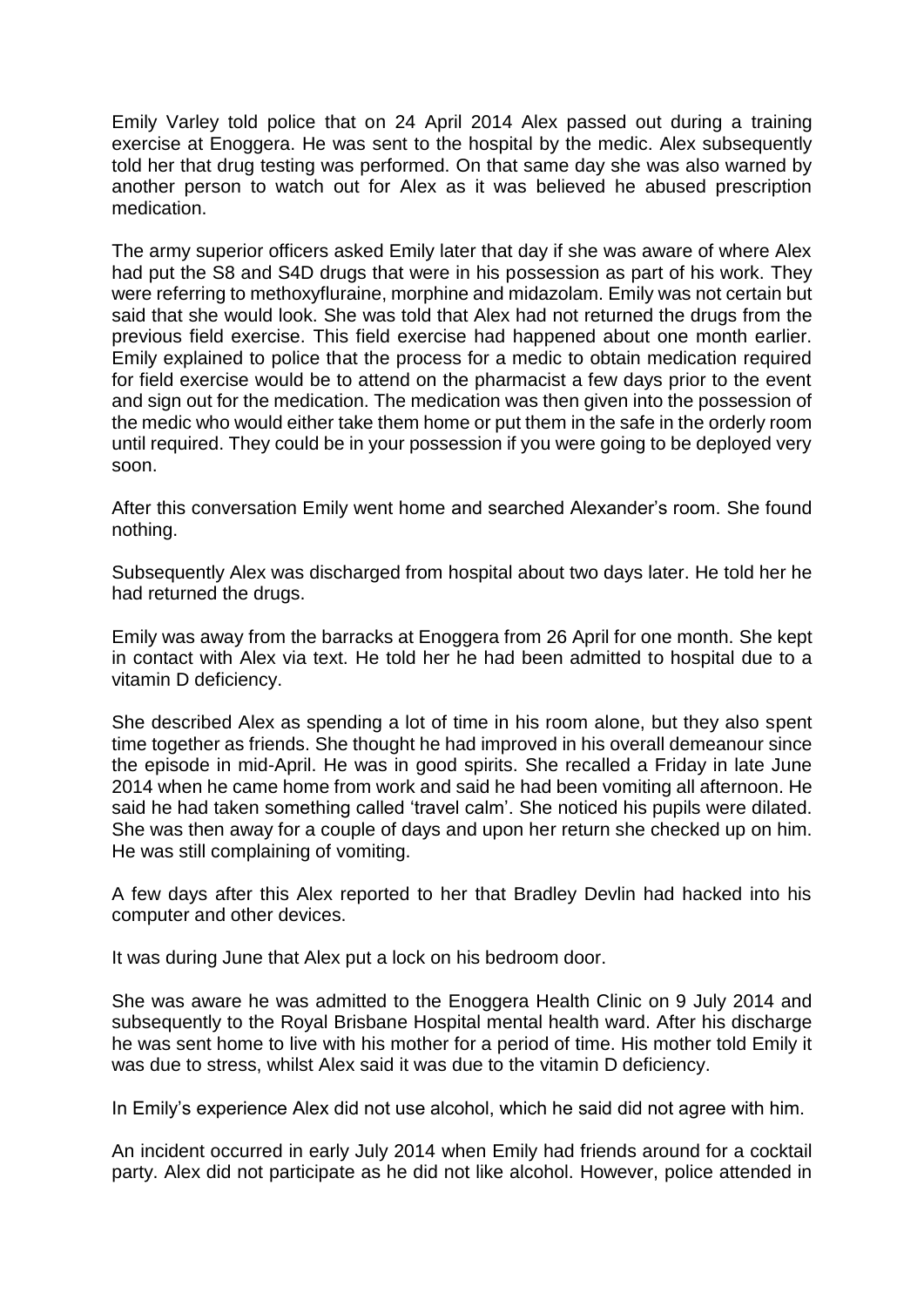Emily Varley told police that on 24 April 2014 Alex passed out during a training exercise at Enoggera. He was sent to the hospital by the medic. Alex subsequently told her that drug testing was performed. On that same day she was also warned by another person to watch out for Alex as it was believed he abused prescription medication.

The army superior officers asked Emily later that day if she was aware of where Alex had put the S8 and S4D drugs that were in his possession as part of his work. They were referring to methoxyfluraine, morphine and midazolam. Emily was not certain but said that she would look. She was told that Alex had not returned the drugs from the previous field exercise. This field exercise had happened about one month earlier. Emily explained to police that the process for a medic to obtain medication required for field exercise would be to attend on the pharmacist a few days prior to the event and sign out for the medication. The medication was then given into the possession of the medic who would either take them home or put them in the safe in the orderly room until required. They could be in your possession if you were going to be deployed very soon.

After this conversation Emily went home and searched Alexander's room. She found nothing.

Subsequently Alex was discharged from hospital about two days later. He told her he had returned the drugs.

Emily was away from the barracks at Enoggera from 26 April for one month. She kept in contact with Alex via text. He told her he had been admitted to hospital due to a vitamin D deficiency.

She described Alex as spending a lot of time in his room alone, but they also spent time together as friends. She thought he had improved in his overall demeanour since the episode in mid-April. He was in good spirits. She recalled a Friday in late June 2014 when he came home from work and said he had been vomiting all afternoon. He said he had taken something called 'travel calm'. She noticed his pupils were dilated. She was then away for a couple of days and upon her return she checked up on him. He was still complaining of vomiting.

A few days after this Alex reported to her that Bradley Devlin had hacked into his computer and other devices.

It was during June that Alex put a lock on his bedroom door.

She was aware he was admitted to the Enoggera Health Clinic on 9 July 2014 and subsequently to the Royal Brisbane Hospital mental health ward. After his discharge he was sent home to live with his mother for a period of time. His mother told Emily it was due to stress, whilst Alex said it was due to the vitamin D deficiency.

In Emily's experience Alex did not use alcohol, which he said did not agree with him.

An incident occurred in early July 2014 when Emily had friends around for a cocktail party. Alex did not participate as he did not like alcohol. However, police attended in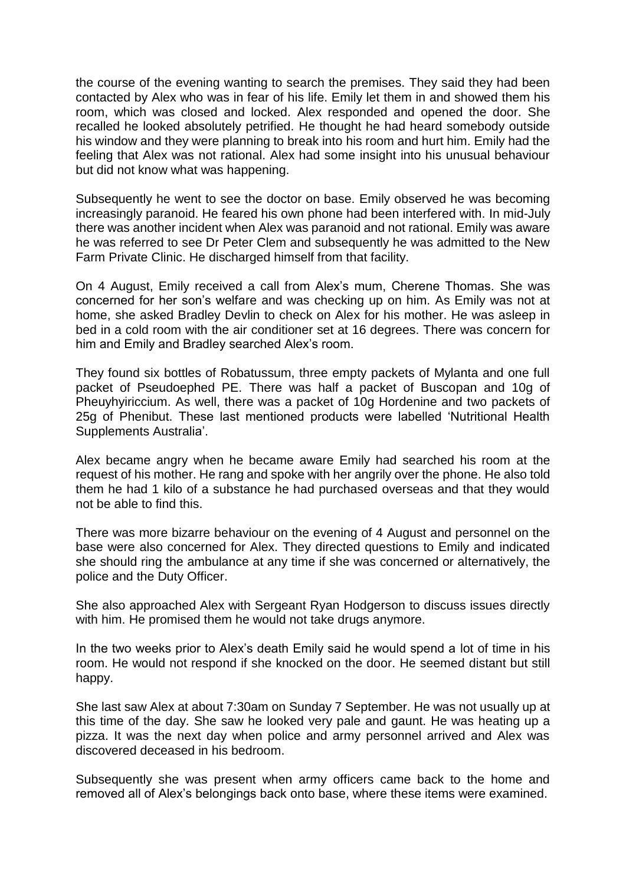the course of the evening wanting to search the premises. They said they had been contacted by Alex who was in fear of his life. Emily let them in and showed them his room, which was closed and locked. Alex responded and opened the door. She recalled he looked absolutely petrified. He thought he had heard somebody outside his window and they were planning to break into his room and hurt him. Emily had the feeling that Alex was not rational. Alex had some insight into his unusual behaviour but did not know what was happening.

Subsequently he went to see the doctor on base. Emily observed he was becoming increasingly paranoid. He feared his own phone had been interfered with. In mid-July there was another incident when Alex was paranoid and not rational. Emily was aware he was referred to see Dr Peter Clem and subsequently he was admitted to the New Farm Private Clinic. He discharged himself from that facility.

On 4 August, Emily received a call from Alex's mum, Cherene Thomas. She was concerned for her son's welfare and was checking up on him. As Emily was not at home, she asked Bradley Devlin to check on Alex for his mother. He was asleep in bed in a cold room with the air conditioner set at 16 degrees. There was concern for him and Emily and Bradley searched Alex's room.

They found six bottles of Robatussum, three empty packets of Mylanta and one full packet of Pseudoephed PE. There was half a packet of Buscopan and 10g of Pheuyhyiriccium. As well, there was a packet of 10g Hordenine and two packets of 25g of Phenibut. These last mentioned products were labelled 'Nutritional Health Supplements Australia'.

Alex became angry when he became aware Emily had searched his room at the request of his mother. He rang and spoke with her angrily over the phone. He also told them he had 1 kilo of a substance he had purchased overseas and that they would not be able to find this.

There was more bizarre behaviour on the evening of 4 August and personnel on the base were also concerned for Alex. They directed questions to Emily and indicated she should ring the ambulance at any time if she was concerned or alternatively, the police and the Duty Officer.

She also approached Alex with Sergeant Ryan Hodgerson to discuss issues directly with him. He promised them he would not take drugs anymore.

In the two weeks prior to Alex's death Emily said he would spend a lot of time in his room. He would not respond if she knocked on the door. He seemed distant but still happy.

She last saw Alex at about 7:30am on Sunday 7 September. He was not usually up at this time of the day. She saw he looked very pale and gaunt. He was heating up a pizza. It was the next day when police and army personnel arrived and Alex was discovered deceased in his bedroom.

Subsequently she was present when army officers came back to the home and removed all of Alex's belongings back onto base, where these items were examined.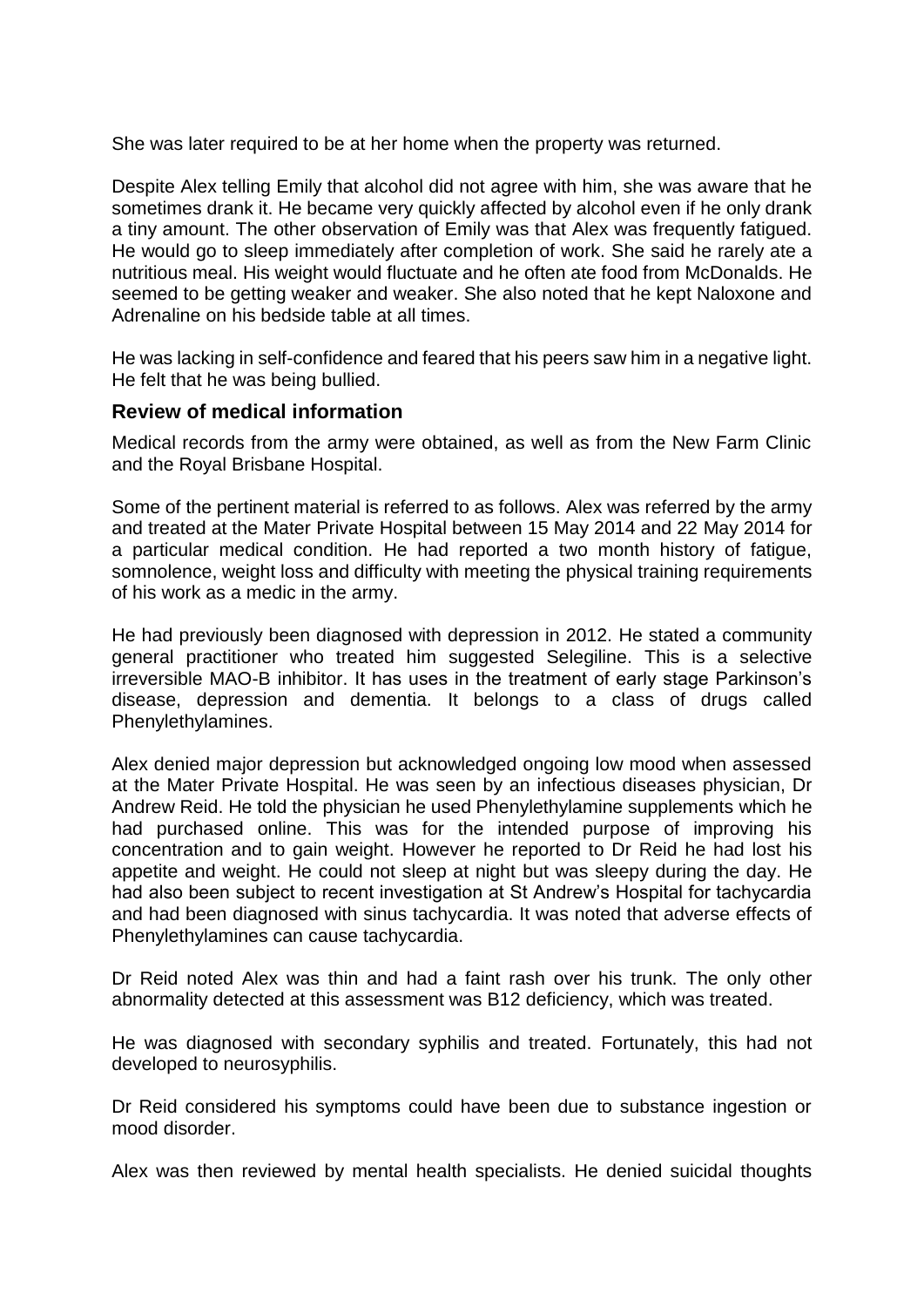She was later required to be at her home when the property was returned.

Despite Alex telling Emily that alcohol did not agree with him, she was aware that he sometimes drank it. He became very quickly affected by alcohol even if he only drank a tiny amount. The other observation of Emily was that Alex was frequently fatigued. He would go to sleep immediately after completion of work. She said he rarely ate a nutritious meal. His weight would fluctuate and he often ate food from McDonalds. He seemed to be getting weaker and weaker. She also noted that he kept Naloxone and Adrenaline on his bedside table at all times.

He was lacking in self-confidence and feared that his peers saw him in a negative light. He felt that he was being bullied.

### Review of medical information

Medical records from the army were obtained, as well as from the New Farm Clinic and the Royal Brisbane Hospital.

Some of the pertinent material is referred to as follows. Alex was referred by the army and treated at the Mater Private Hospital between 15 May 2014 and 22 May 2014 for a particular medical condition. He had reported a two month history of fatigue, somnolence, weight loss and difficulty with meeting the physical training requirements of his work as a medic in the army.

He had previously been diagnosed with depression in 2012. He stated a community general practitioner who treated him suggested Selegiline. This is a selective irreversible MAO-B inhibitor. It has uses in the treatment of early stage Parkinson's disease, depression and dementia. It belongs to a class of drugs called Phenylethylamines.

Alex denied major depression but acknowledged ongoing low mood when assessed at the Mater Private Hospital. He was seen by an infectious diseases physician, Dr Andrew Reid. He told the physician he used Phenylethylamine supplements which he had purchased online. This was for the intended purpose of improving his concentration and to gain weight. However he reported to Dr Reid he had lost his appetite and weight. He could not sleep at night but was sleepy during the day. He had also been subject to recent investigation at St Andrew's Hospital for tachycardia and had been diagnosed with sinus tachycardia. It was noted that adverse effects of Phenylethylamines can cause tachycardia.

Dr Reid noted Alex was thin and had a faint rash over his trunk. The only other abnormality detected at this assessment was B12 deficiency, which was treated.

He was diagnosed with secondary syphilis and treated. Fortunately, this had not developed to neurosyphilis.

Dr Reid considered his symptoms could have been due to substance ingestion or mood disorder.

Alex was then reviewed by mental health specialists. He denied suicidal thoughts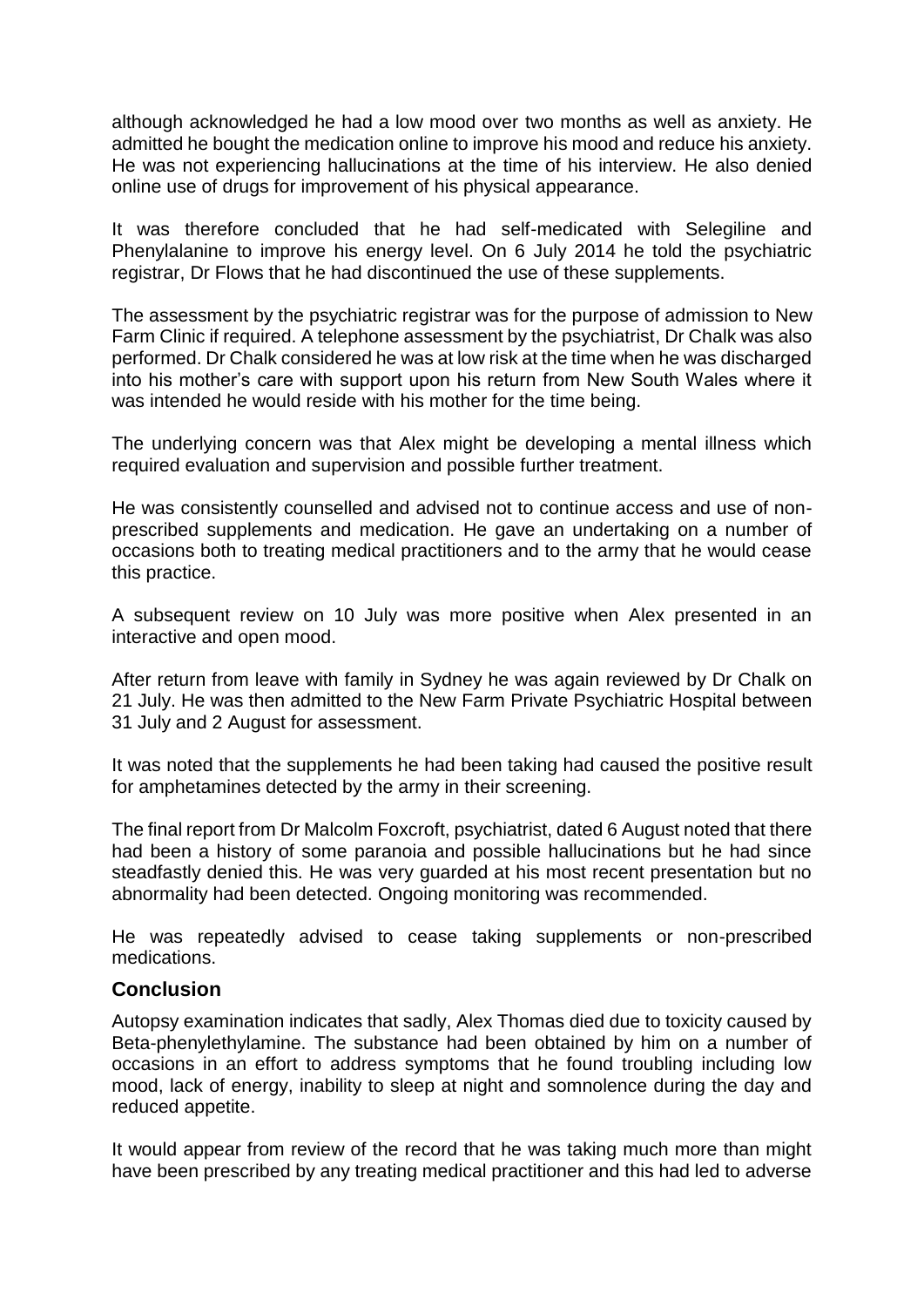although acknowledged he had a low mood over two months as well as anxiety. He admitted he bought the medication online to improve his mood and reduce his anxiety. He was not experiencing hallucinations at the time of his interview. He also denied online use of drugs for improvement of his physical appearance.

It was therefore concluded that he had self-medicated with Selegiline and Phenylalanine to improve his energy level. On 6 July 2014 he told the psychiatric registrar, Dr Flows that he had discontinued the use of these supplements.

The assessment by the psychiatric registrar was for the purpose of admission to New Farm Clinic if required. A telephone assessment by the psychiatrist, Dr Chalk was also performed. Dr Chalk considered he was at low risk at the time when he was discharged into his mother's care with support upon his return from New South Wales where it was intended he would reside with his mother for the time being.

The underlying concern was that Alex might be developing a mental illness which required evaluation and supervision and possible further treatment.

He was consistently counselled and advised not to continue access and use of non-prescribed supplements and medication. He gave an undertaking on a number of occasions both to treating medical practitioners and to the army that he would cease this practice.

A subsequent review on 10 July was more positive when Alex presented in an interactive and open mood.

After return from leave with family in Sydney he was again reviewed by Dr Chalk on 21 July. He was then admitted to the New Farm Private Psychiatric Hospital between 31 July and 2 August for assessment.

It was noted that the supplements he had been taking had caused the positive result for amphetamines detected by the army in their screening.

The final report from Dr Malcolm Foxcroft, psychiatrist, dated 6 August noted that there had been a history of some paranoia and possible hallucinations but he had since steadfastly denied this. He was very guarded at his most recent presentation but no abnormality had been detected. Ongoing monitoring was recommended.

He was repeatedly advised to cease taking supplements or non-prescribed medications.

## Conclusion

Autopsy examination indicates that sadly, Alex Thomas died due to toxicity caused by Beta-phenylethylamine. The substance had been obtained by him on a number of occasions in an effort to address symptoms that he found troubling including low mood, lack of energy, inability to sleep at night and somnolence during the day and reduced appetite.

It would appear from review of the record that he was taking much more than might have been prescribed by any treating medical practitioner and this had led to adverse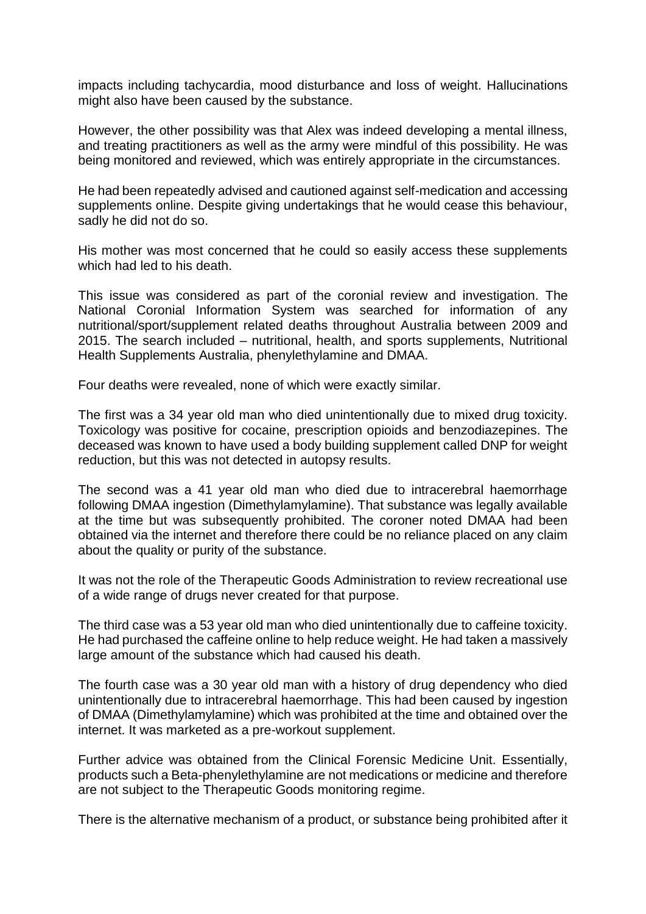impacts including tachycardia, mood disturbance and loss of weight. Hallucinations might also have been caused by the substance.

However, the other possibility was that Alex was indeed developing a mental illness, and treating practitioners as well as the army were mindful of this possibility. He was being monitored and reviewed, which was entirely appropriate in the circumstances.

He had been repeatedly advised and cautioned against self-medication and accessing supplements online. Despite giving undertakings that he would cease this behaviour, sadly he did not do so.

His mother was most concerned that he could so easily access these supplements which had led to his death.

This issue was considered as part of the coronial review and investigation. The National Coronial Information System was searched for information of any nutritional/sport/supplement related deaths throughout Australia between 2009 and 2015. The search included – nutritional, health, and sports supplements, Nutritional Health Supplements Australia, phenylethylamine and DMAA.

Four deaths were revealed, none of which were exactly similar.

The first was a 34 year old man who died unintentionally due to mixed drug toxicity. Toxicology was positive for cocaine, prescription opioids and benzodiazepines. The deceased was known to have used a body building supplement called DNP for weight reduction, but this was not detected in autopsy results.

The second was a 41 year old man who died due to intracerebral haemorrhage following DMAA ingestion (Dimethylamylamine). That substance was legally available at the time but was subsequently prohibited. The coroner noted DMAA had been obtained via the internet and therefore there could be no reliance placed on any claim about the quality or purity of the substance.

It was not the role of the Therapeutic Goods Administration to review recreational use of a wide range of drugs never created for that purpose.

The third case was a 53 year old man who died unintentionally due to caffeine toxicity. He had purchased the caffeine online to help reduce weight. He had taken a massively large amount of the substance which had caused his death.

The fourth case was a 30 year old man with a history of drug dependency who died unintentionally due to intracerebral haemorrhage. This had been caused by ingestion of DMAA (Dimethylamylamine) which was prohibited at the time and obtained over the internet. It was marketed as a pre-workout supplement.

Further advice was obtained from the Clinical Forensic Medicine Unit. Essentially, products such a Beta-phenylethylamine are not medications or medicine and therefore are not subject to the Therapeutic Goods monitoring regime.

There is the alternative mechanism of a product, or substance being prohibited after it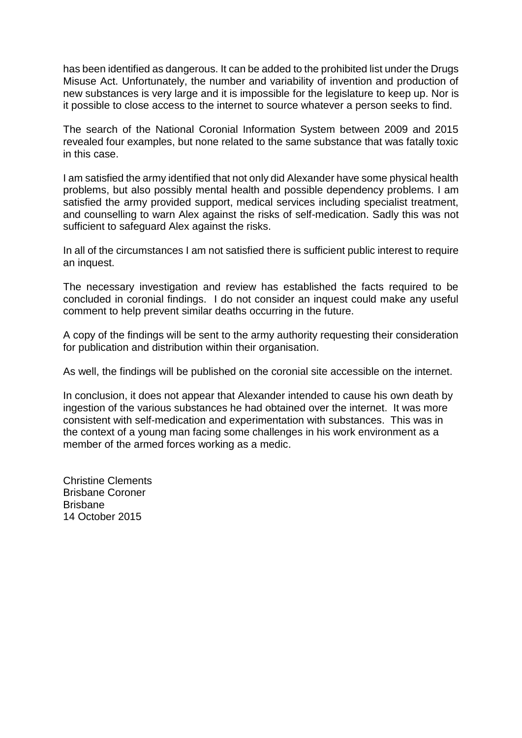has been identified as dangerous. It can be added to the prohibited list under the Drugs Misuse Act. Unfortunately, the number and variability of invention and production of new substances is very large and it is impossible for the legislature to keep up. Nor is it possible to close access to the internet to source whatever a person seeks to find.

The search of the National Coronial Information System between 2009 and 2015 revealed four examples, but none related to the same substance that was fatally toxic in this case.

I am satisfied the army identified that not only did Alexander have some physical health problems, but also possibly mental health and possible dependency problems. I am satisfied the army provided support, medical services including specialist treatment, and counselling to warn Alex against the risks of self-medication. Sadly this was not sufficient to safeguard Alex against the risks.

In all of the circumstances I am not satisfied there is sufficient public interest to require an inquest.

The necessary investigation and review has established the facts required to be concluded in coronial findings. I do not consider an inquest could make any useful comment to help prevent similar deaths occurring in the future.

A copy of the findings will be sent to the army authority requesting their consideration for publication and distribution within their organisation.

As well, the findings will be published on the coronial site accessible on the internet.

In conclusion, it does not appear that Alexander intended to cause his own death by ingestion of the various substances he had obtained over the internet. It was more consistent with self-medication and experimentation with substances. This was in the context of a young man facing some challenges in his work environment as a member of the armed forces working as a medic.

Christine Clements
Brisbane Coroner
Brisbane
14 October 2015